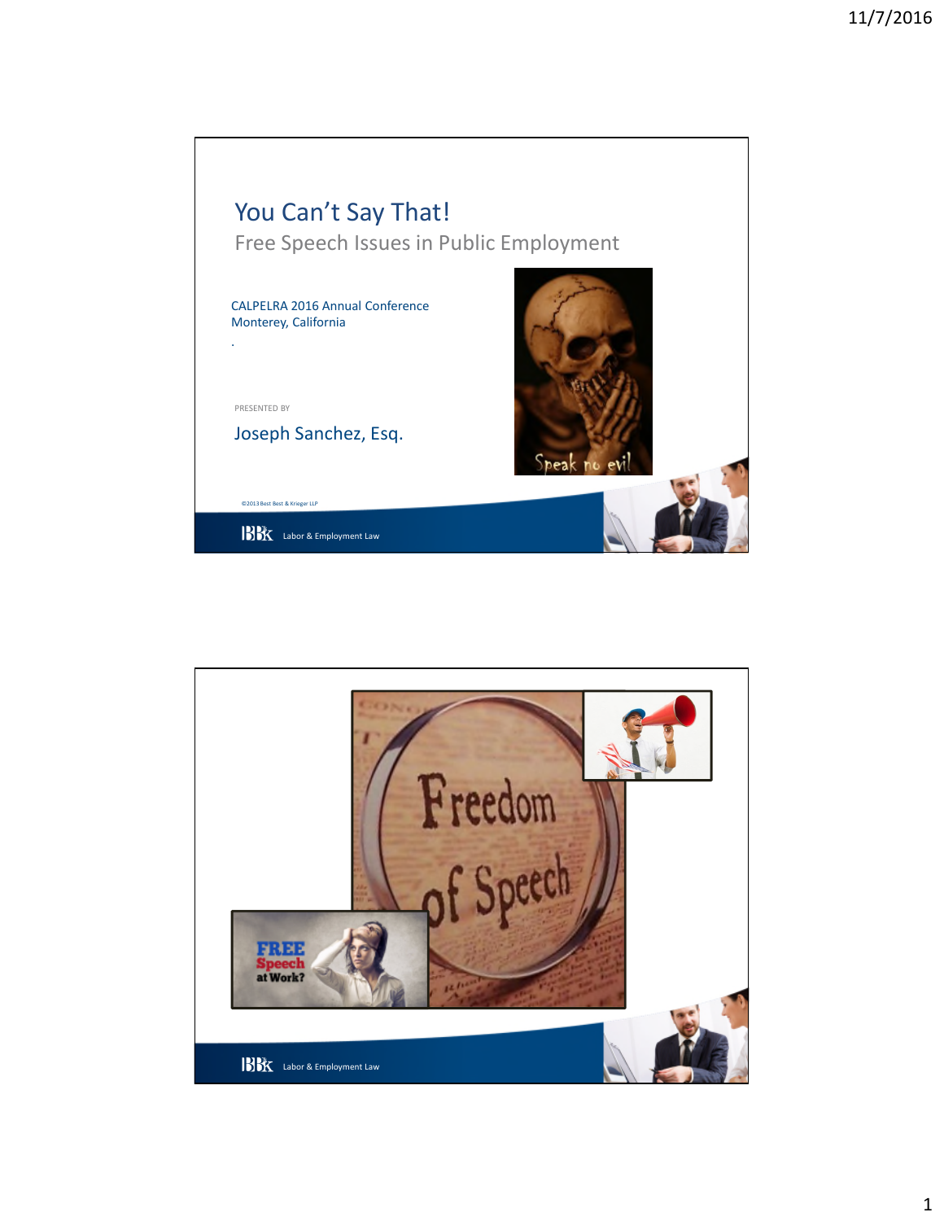# You Can't Say That!

## Free Speech Issues in Public Employment

CALPELRA 2016 Annual Conference
Monterey, California

PRESENTED BY

Joseph Sanchez, Esq.

©2013 Best Best & Krieger LLP

BBK Labor & Employment Law

---

BBK Labor & Employment Law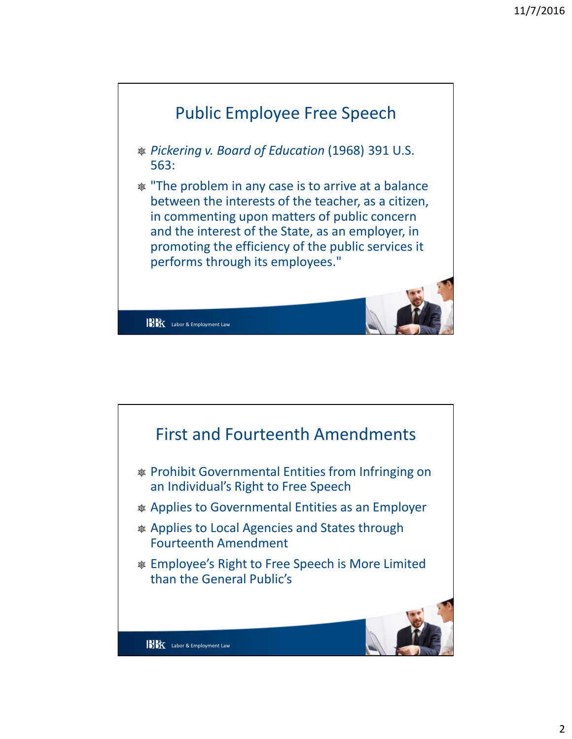## Public Employee Free Speech

- *Pickering v. Board of Education* (1968) 391 U.S. 563:
- "The problem in any case is to arrive at a balance between the interests of the teacher, as a citizen, in commenting upon matters of public concern and the interest of the State, as an employer, in promoting the efficiency of the public services it performs through its employees."

## First and Fourteenth Amendments

- Prohibit Governmental Entities from Infringing on an Individual's Right to Free Speech
- Applies to Governmental Entities as an Employer
- Applies to Local Agencies and States through Fourteenth Amendment
- Employee's Right to Free Speech is More Limited than the General Public's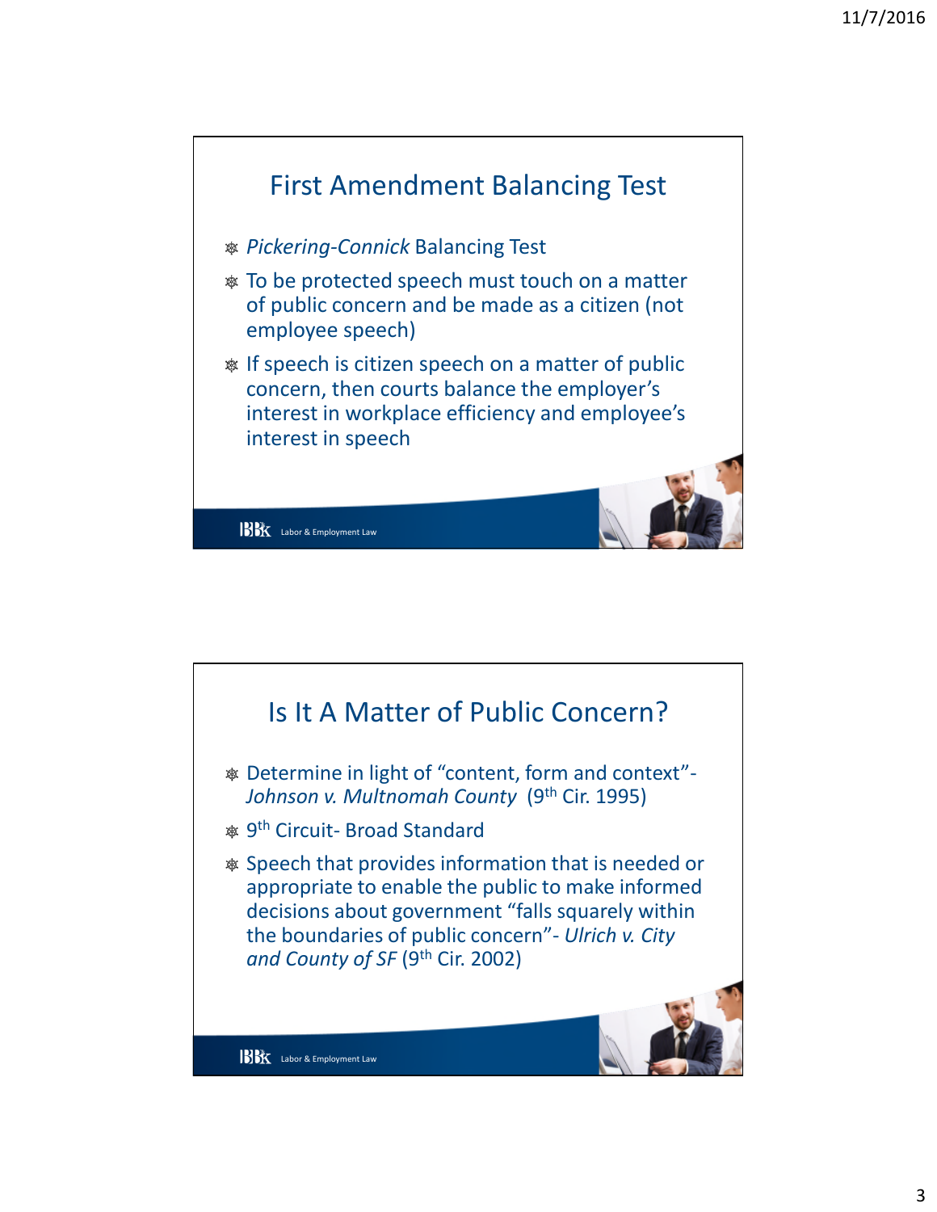## First Amendment Balancing Test

- *Pickering-Connick* Balancing Test
- To be protected speech must touch on a matter of public concern and be made as a citizen (not employee speech)
- If speech is citizen speech on a matter of public concern, then courts balance the employer's interest in workplace efficiency and employee's interest in speech

## Is It A Matter of Public Concern?

- Determine in light of "content, form and context"- *Johnson v. Multnomah County* (9th Cir. 1995)
- 9th Circuit- Broad Standard
- Speech that provides information that is needed or appropriate to enable the public to make informed decisions about government "falls squarely within the boundaries of public concern"- *Ulrich v. City and County of SF* (9th Cir. 2002)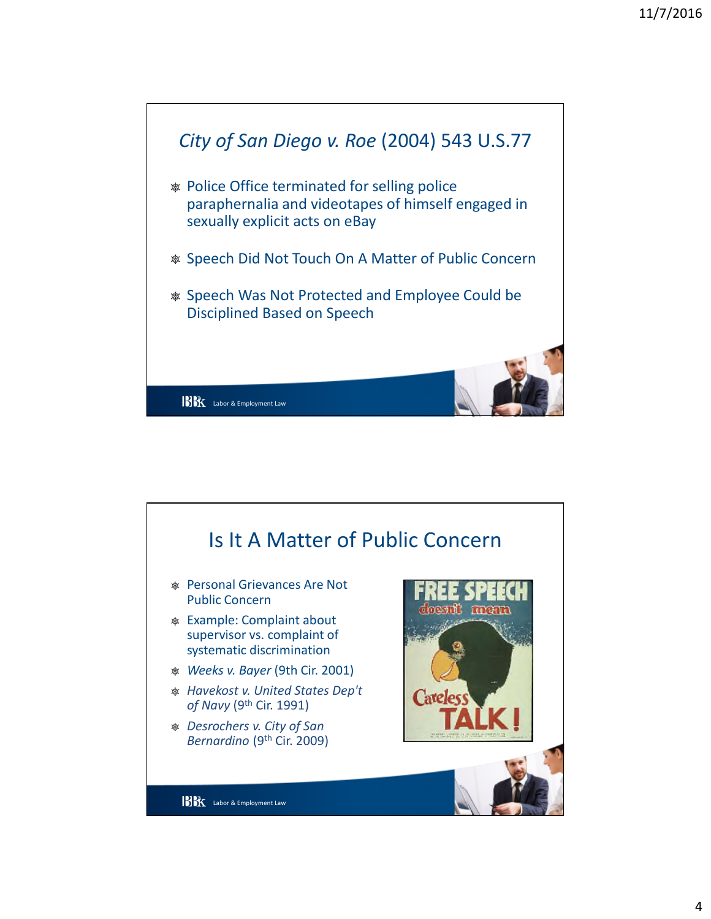## *City of San Diego v. Roe* (2004) 543 U.S.77

- Police Office terminated for selling police paraphernalia and videotapes of himself engaged in sexually explicit acts on eBay
- Speech Did Not Touch On A Matter of Public Concern
- Speech Was Not Protected and Employee Could be Disciplined Based on Speech

BBK Labor & Employment Law

## Is It A Matter of Public Concern

- Personal Grievances Are Not Public Concern
- Example: Complaint about supervisor vs. complaint of systematic discrimination
- *Weeks v. Bayer* (9th Cir. 2001)
- *Havekost v. United States Dep't of Navy* (9th Cir. 1991)
- *Desrochers v. City of San Bernardino* (9th Cir. 2009)

BBK Labor & Employment Law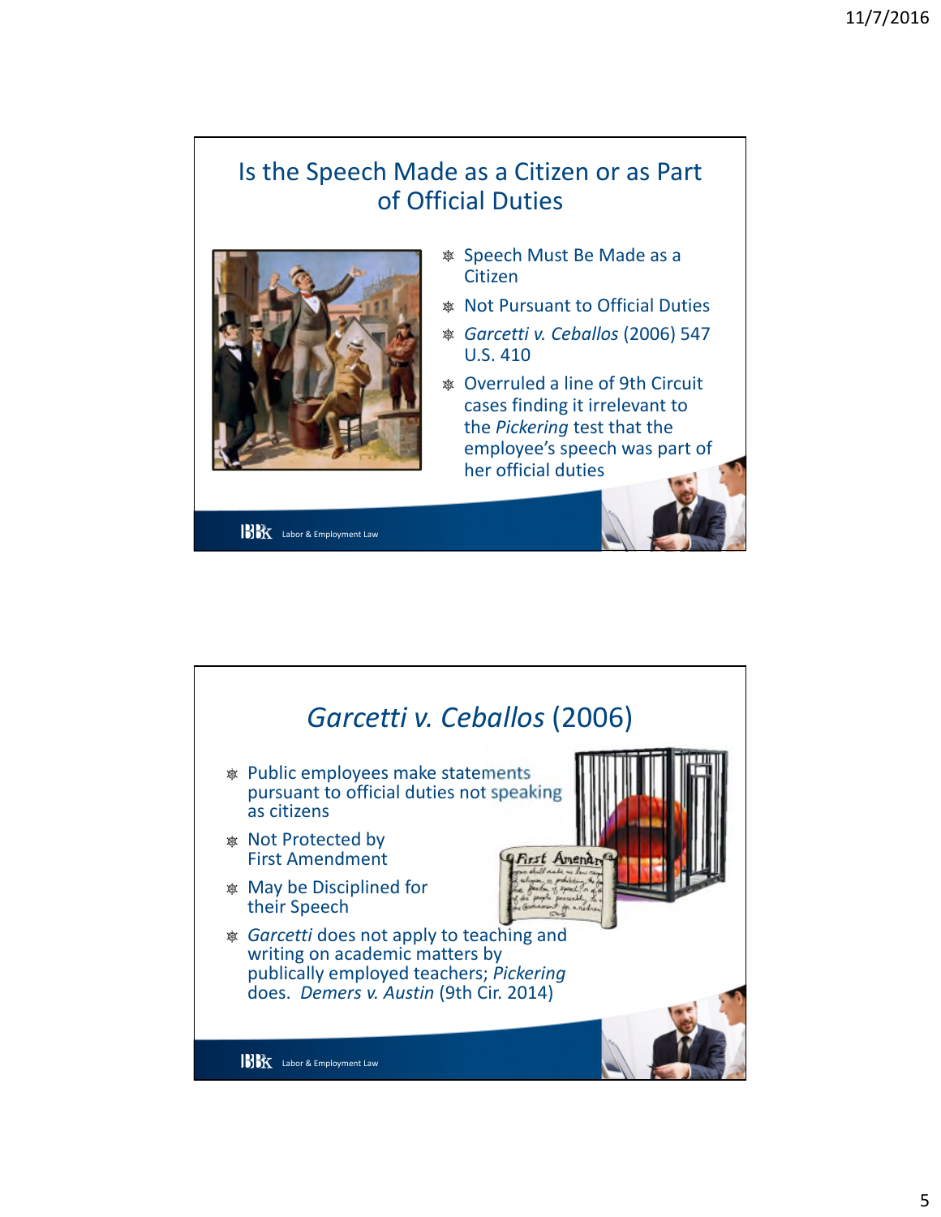## Is the Speech Made as a Citizen or as Part of Official Duties

- Speech Must Be Made as a Citizen
- Not Pursuant to Official Duties
- *Garcetti v. Ceballos* (2006) 547 U.S. 410
- Overruled a line of 9th Circuit cases finding it irrelevant to the *Pickering* test that the employee's speech was part of her official duties

## *Garcetti v. Ceballos* (2006)

- Public employees make statements pursuant to official duties not speaking as citizens
- Not Protected by First Amendment
- May be Disciplined for their Speech
- *Garcetti* does not apply to teaching and writing on academic matters by publically employed teachers; *Pickering* does. *Demers v. Austin* (9th Cir. 2014)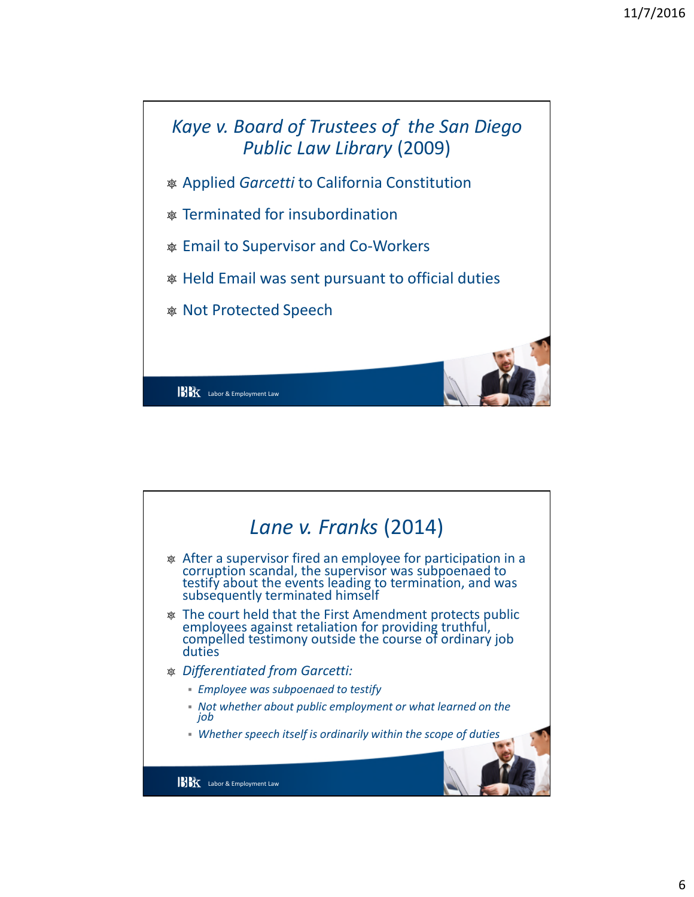## *Kaye v. Board of Trustees of the San Diego Public Law Library* (2009)

- Applied *Garcetti* to California Constitution
- Terminated for insubordination
- Email to Supervisor and Co-Workers
- Held Email was sent pursuant to official duties
- Not Protected Speech

BBK Labor & Employment Law

## *Lane v. Franks* (2014)

- After a supervisor fired an employee for participation in a corruption scandal, the supervisor was subpoenaed to testify about the events leading to termination, and was subsequently terminated himself
- The court held that the First Amendment protects public employees against retaliation for providing truthful, compelled testimony outside the course of ordinary job duties
- *Differentiated from Garcetti:*
  - *Employee was subpoenaed to testify*
  - *Not whether about public employment or what learned on the job*
  - *Whether speech itself is ordinarily within the scope of duties*

BBK Labor & Employment Law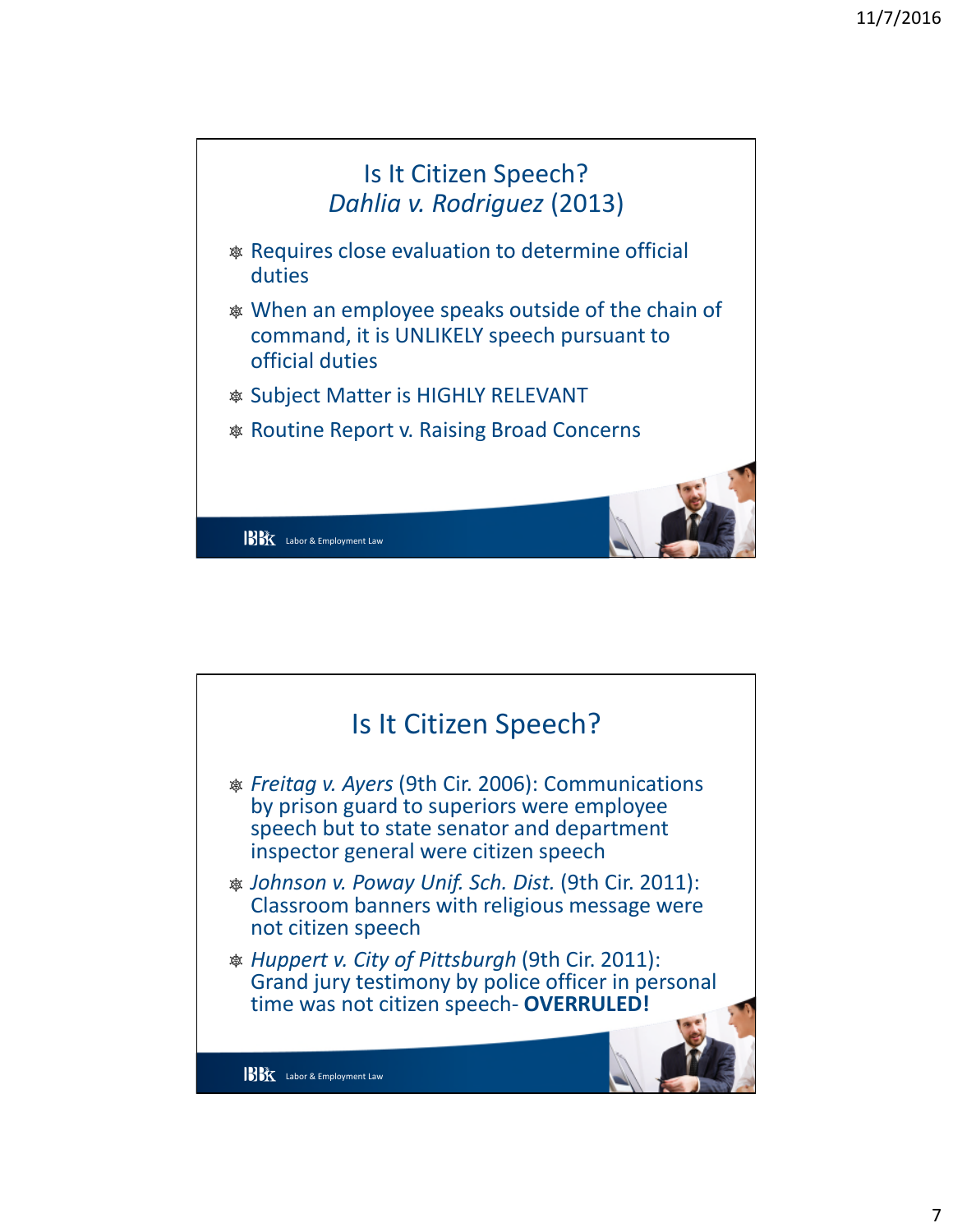## Is It Citizen Speech? *Dahlia v. Rodriguez* (2013)

- Requires close evaluation to determine official duties
- When an employee speaks outside of the chain of command, it is UNLIKELY speech pursuant to official duties
- Subject Matter is HIGHLY RELEVANT
- Routine Report v. Raising Broad Concerns

## Is It Citizen Speech?

- *Freitag v. Ayers* (9th Cir. 2006): Communications by prison guard to superiors were employee speech but to state senator and department inspector general were citizen speech
- *Johnson v. Poway Unif. Sch. Dist.* (9th Cir. 2011): Classroom banners with religious message were not citizen speech
- *Huppert v. City of Pittsburgh* (9th Cir. 2011): Grand jury testimony by police officer in personal time was not citizen speech- **OVERRULED!**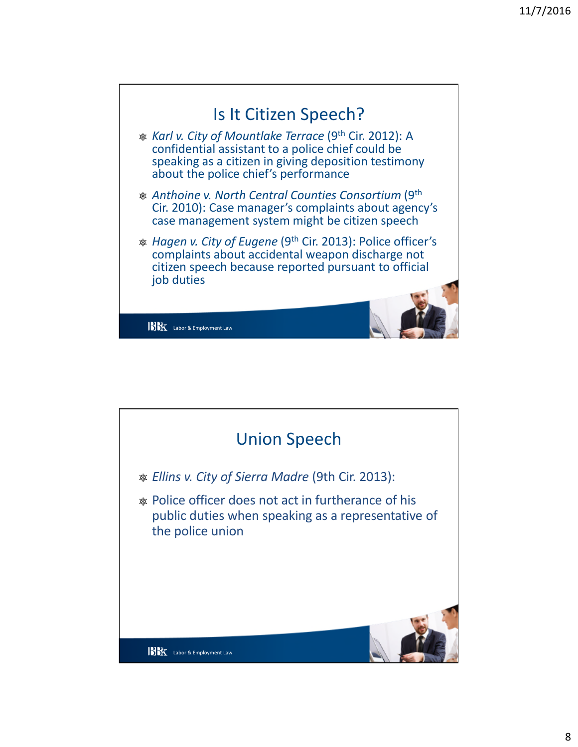## Is It Citizen Speech?

- *Karl v. City of Mountlake Terrace* (9th Cir. 2012): A confidential assistant to a police chief could be speaking as a citizen in giving deposition testimony about the police chief's performance
- *Anthoine v. North Central Counties Consortium* (9th Cir. 2010): Case manager's complaints about agency's case management system might be citizen speech
- *Hagen v. City of Eugene* (9th Cir. 2013): Police officer's complaints about accidental weapon discharge not citizen speech because reported pursuant to official job duties

BBK Labor & Employment Law

## Union Speech

- *Ellins v. City of Sierra Madre* (9th Cir. 2013):
- Police officer does not act in furtherance of his public duties when speaking as a representative of the police union

BBK Labor & Employment Law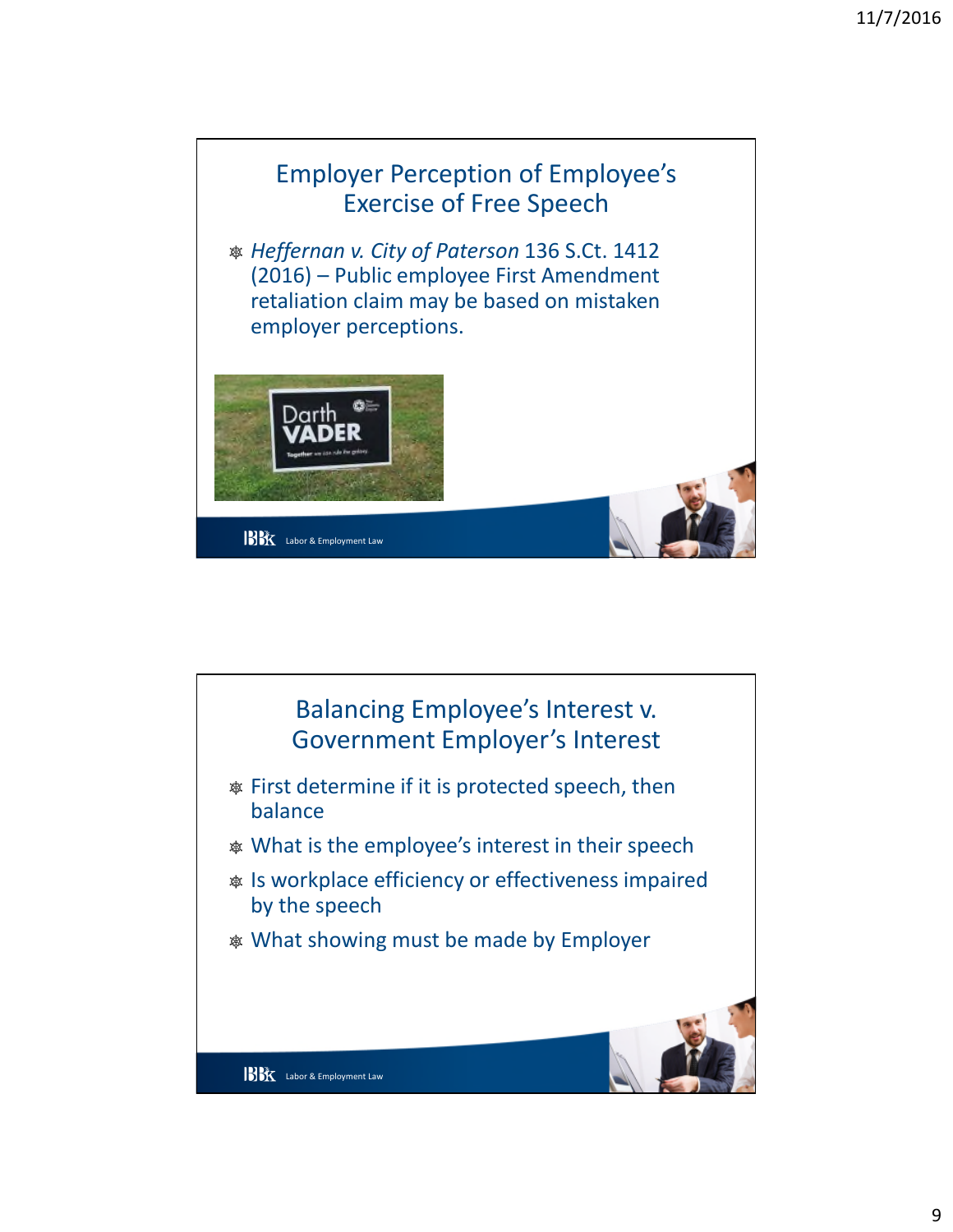## Employer Perception of Employee's Exercise of Free Speech

- *Heffernan v. City of Paterson* 136 S.Ct. 1412 (2016) – Public employee First Amendment retaliation claim may be based on mistaken employer perceptions.

## Balancing Employee's Interest v. Government Employer's Interest

- First determine if it is protected speech, then balance
- What is the employee's interest in their speech
- Is workplace efficiency or effectiveness impaired by the speech
- What showing must be made by Employer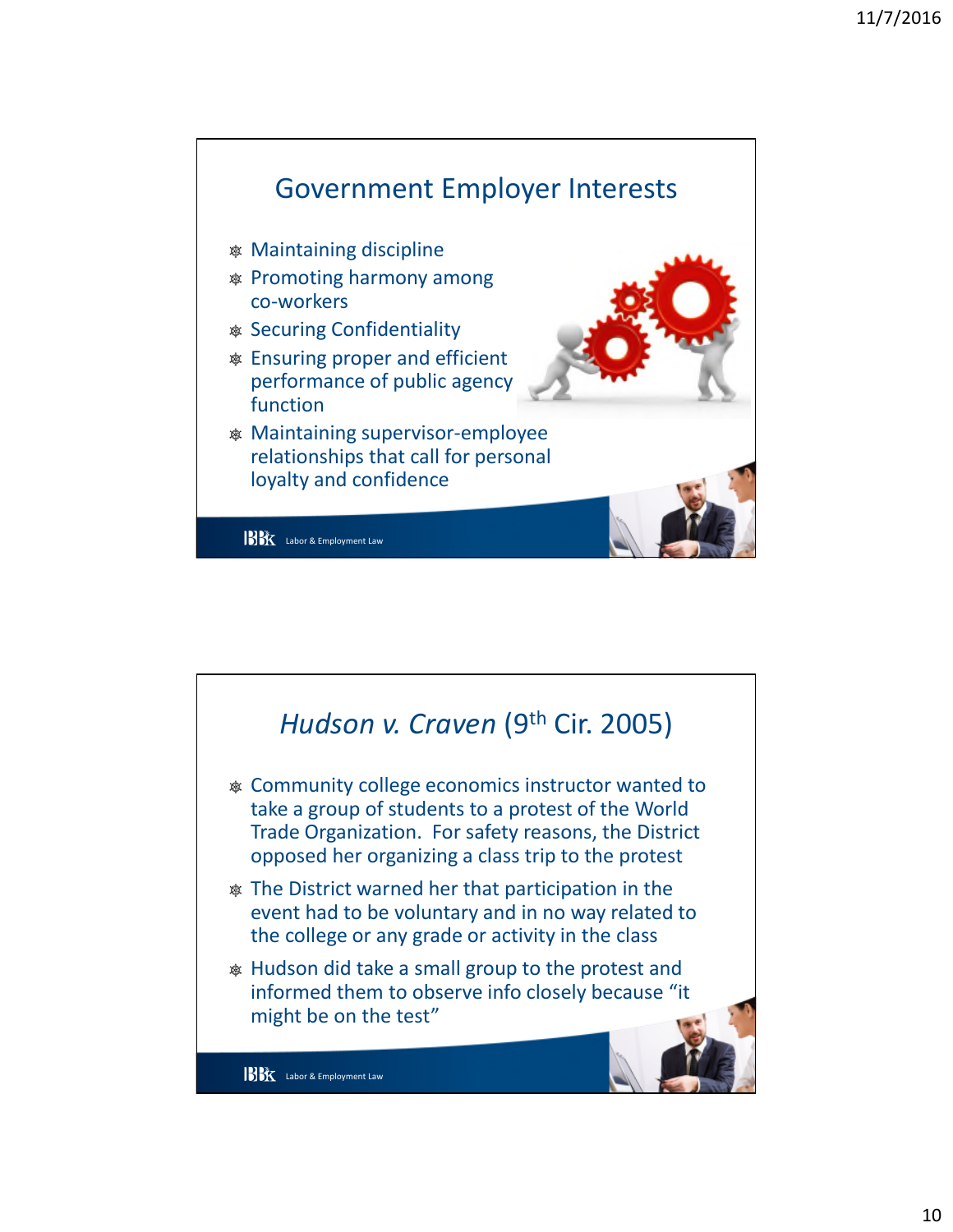## Government Employer Interests

- Maintaining discipline
- Promoting harmony among co-workers
- Securing Confidentiality
- Ensuring proper and efficient performance of public agency function
- Maintaining supervisor-employee relationships that call for personal loyalty and confidence

## *Hudson v. Craven* (9th Cir. 2005)

- Community college economics instructor wanted to take a group of students to a protest of the World Trade Organization. For safety reasons, the District opposed her organizing a class trip to the protest
- The District warned her that participation in the event had to be voluntary and in no way related to the college or any grade or activity in the class
- Hudson did take a small group to the protest and informed them to observe info closely because "it might be on the test"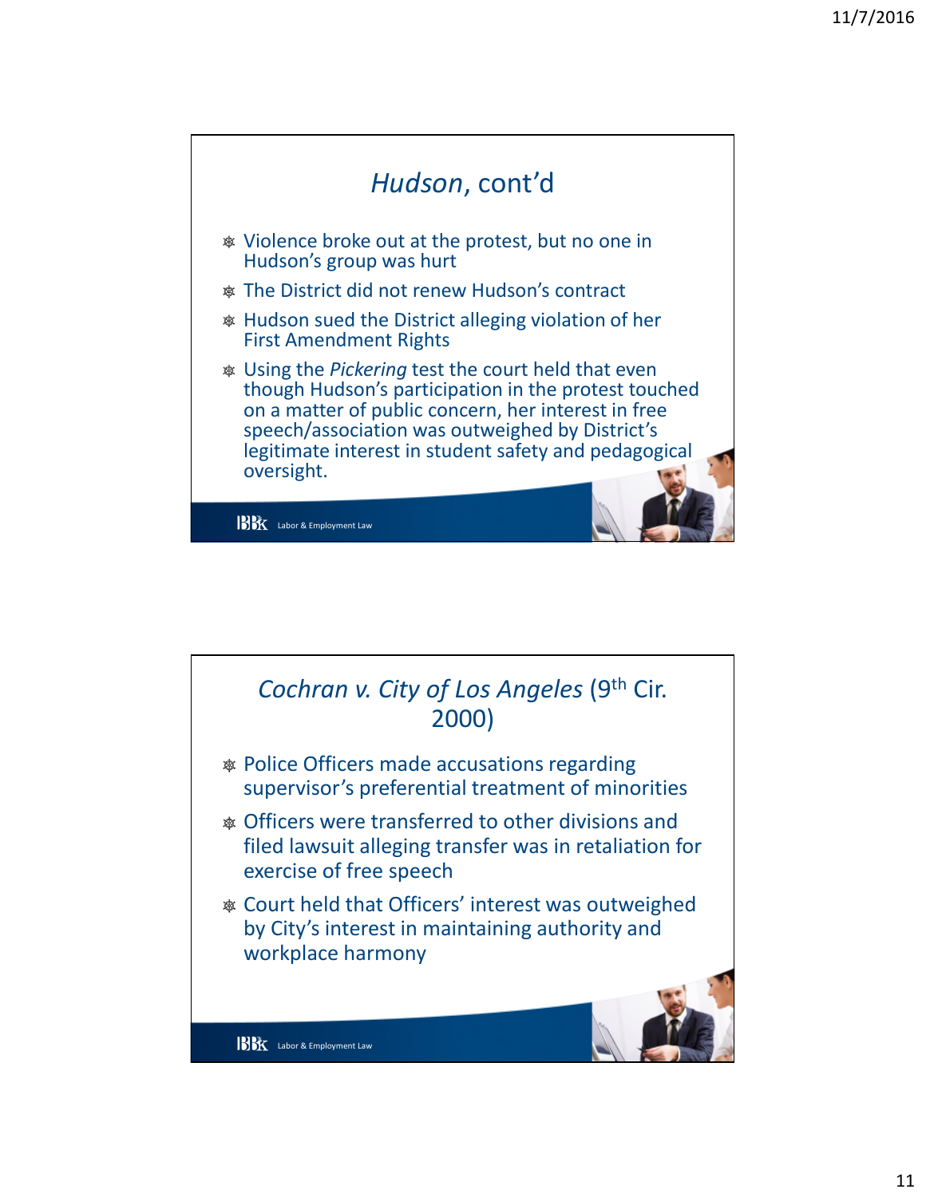## *Hudson*, cont'd

- Violence broke out at the protest, but no one in Hudson's group was hurt
- The District did not renew Hudson's contract
- Hudson sued the District alleging violation of her First Amendment Rights
- Using the *Pickering* test the court held that even though Hudson's participation in the protest touched on a matter of public concern, her interest in free speech/association was outweighed by District's legitimate interest in student safety and pedagogical oversight.

BBK Labor & Employment Law

## *Cochran v. City of Los Angeles* (9th Cir. 2000)

- Police Officers made accusations regarding supervisor's preferential treatment of minorities
- Officers were transferred to other divisions and filed lawsuit alleging transfer was in retaliation for exercise of free speech
- Court held that Officers' interest was outweighed by City's interest in maintaining authority and workplace harmony

BBK Labor & Employment Law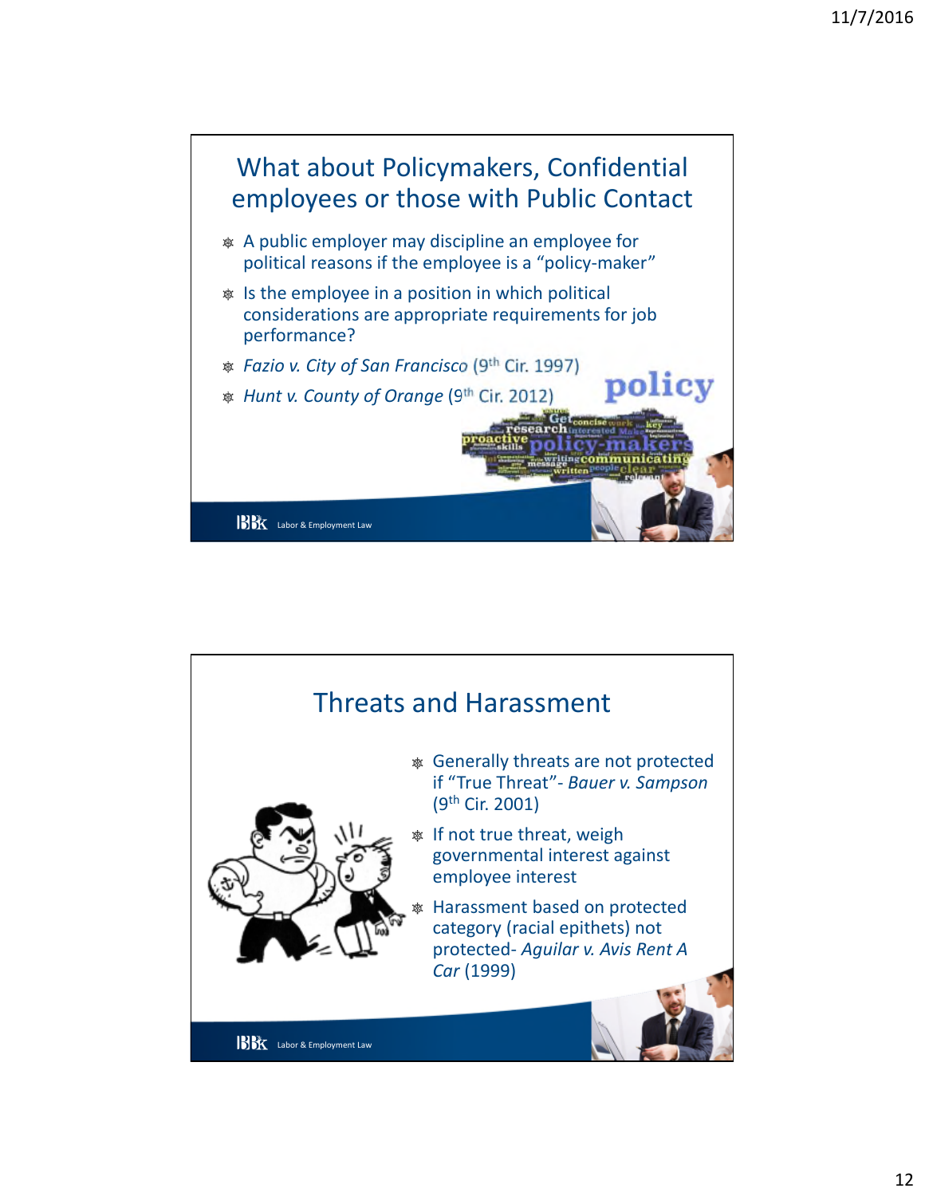## What about Policymakers, Confidential employees or those with Public Contact

- A public employer may discipline an employee for political reasons if the employee is a "policy-maker"
- Is the employee in a position in which political considerations are appropriate requirements for job performance?
- *Fazio v. City of San Francisco* (9th Cir. 1997)
- *Hunt v. County of Orange* (9th Cir. 2012)

## Threats and Harassment

- Generally threats are not protected if "True Threat"- *Bauer v. Sampson* (9th Cir. 2001)
- If not true threat, weigh governmental interest against employee interest
- Harassment based on protected category (racial epithets) not protected- *Aguilar v. Avis Rent A Car* (1999)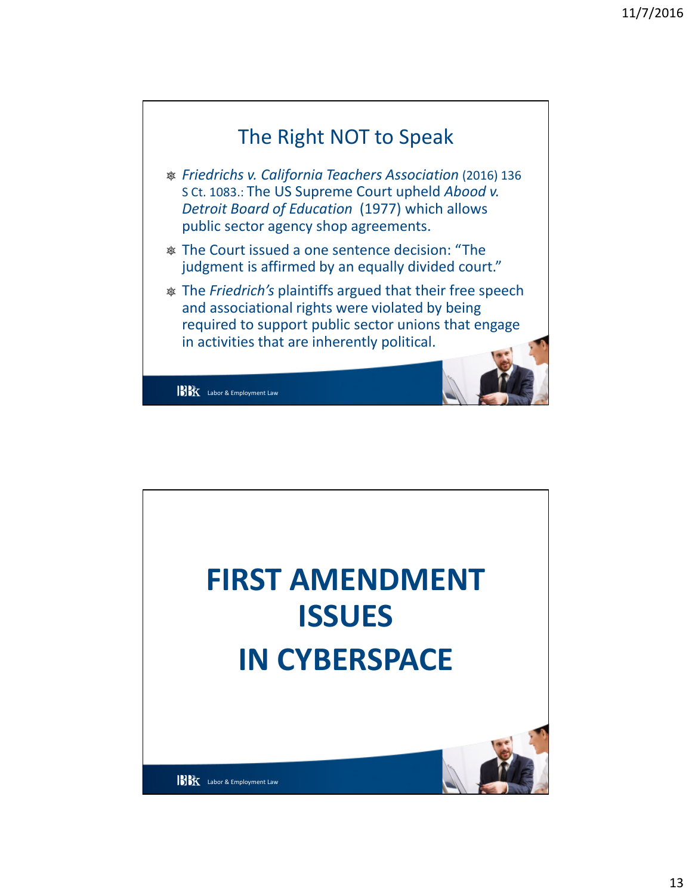## The Right NOT to Speak

- *Friedrichs v. California Teachers Association* (2016) 136 S Ct. 1083.: The US Supreme Court upheld *Abood v. Detroit Board of Education* (1977) which allows public sector agency shop agreements.
- The Court issued a one sentence decision: "The judgment is affirmed by an equally divided court."
- The *Friedrich's* plaintiffs argued that their free speech and associational rights were violated by being required to support public sector unions that engage in activities that are inherently political.

BBK Labor & Employment Law

# FIRST AMENDMENT ISSUES IN CYBERSPACE

BBK Labor & Employment Law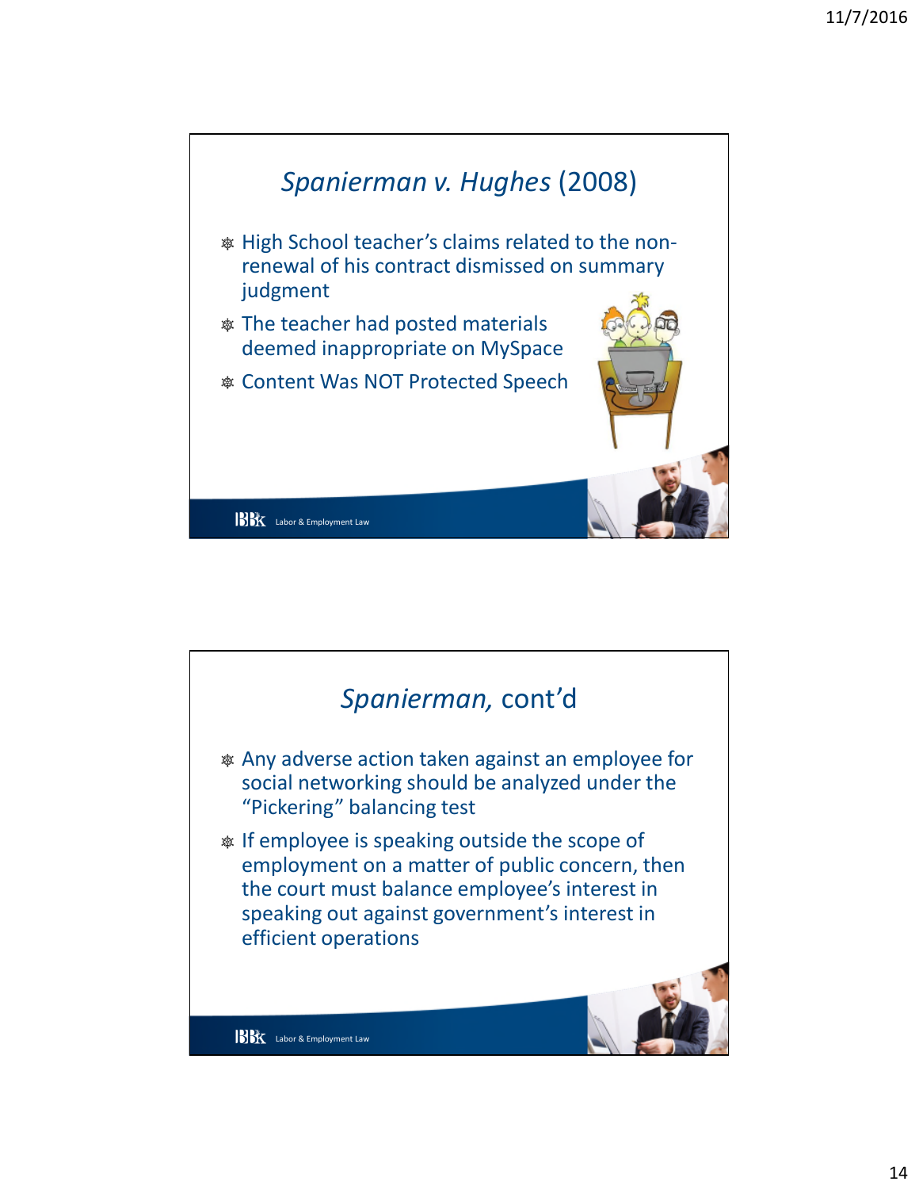## *Spanierman v. Hughes* (2008)

- High School teacher's claims related to the non-renewal of his contract dismissed on summary judgment
- The teacher had posted materials deemed inappropriate on MySpace
- Content Was NOT Protected Speech

## *Spanierman,* cont'd

- Any adverse action taken against an employee for social networking should be analyzed under the "Pickering" balancing test
- If employee is speaking outside the scope of employment on a matter of public concern, then the court must balance employee's interest in speaking out against government's interest in efficient operations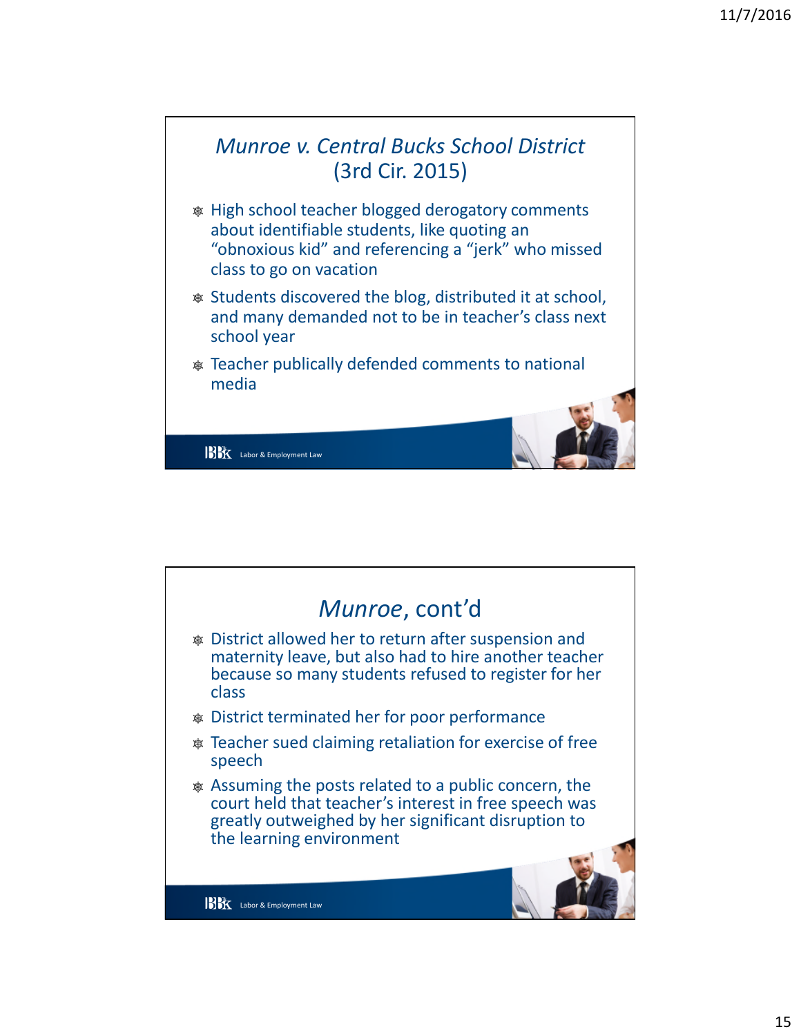## *Munroe v. Central Bucks School District* (3rd Cir. 2015)

- High school teacher blogged derogatory comments about identifiable students, like quoting an "obnoxious kid" and referencing a "jerk" who missed class to go on vacation
- Students discovered the blog, distributed it at school, and many demanded not to be in teacher's class next school year
- Teacher publically defended comments to national media

## *Munroe*, cont'd

- District allowed her to return after suspension and maternity leave, but also had to hire another teacher because so many students refused to register for her class
- District terminated her for poor performance
- Teacher sued claiming retaliation for exercise of free speech
- Assuming the posts related to a public concern, the court held that teacher's interest in free speech was greatly outweighed by her significant disruption to the learning environment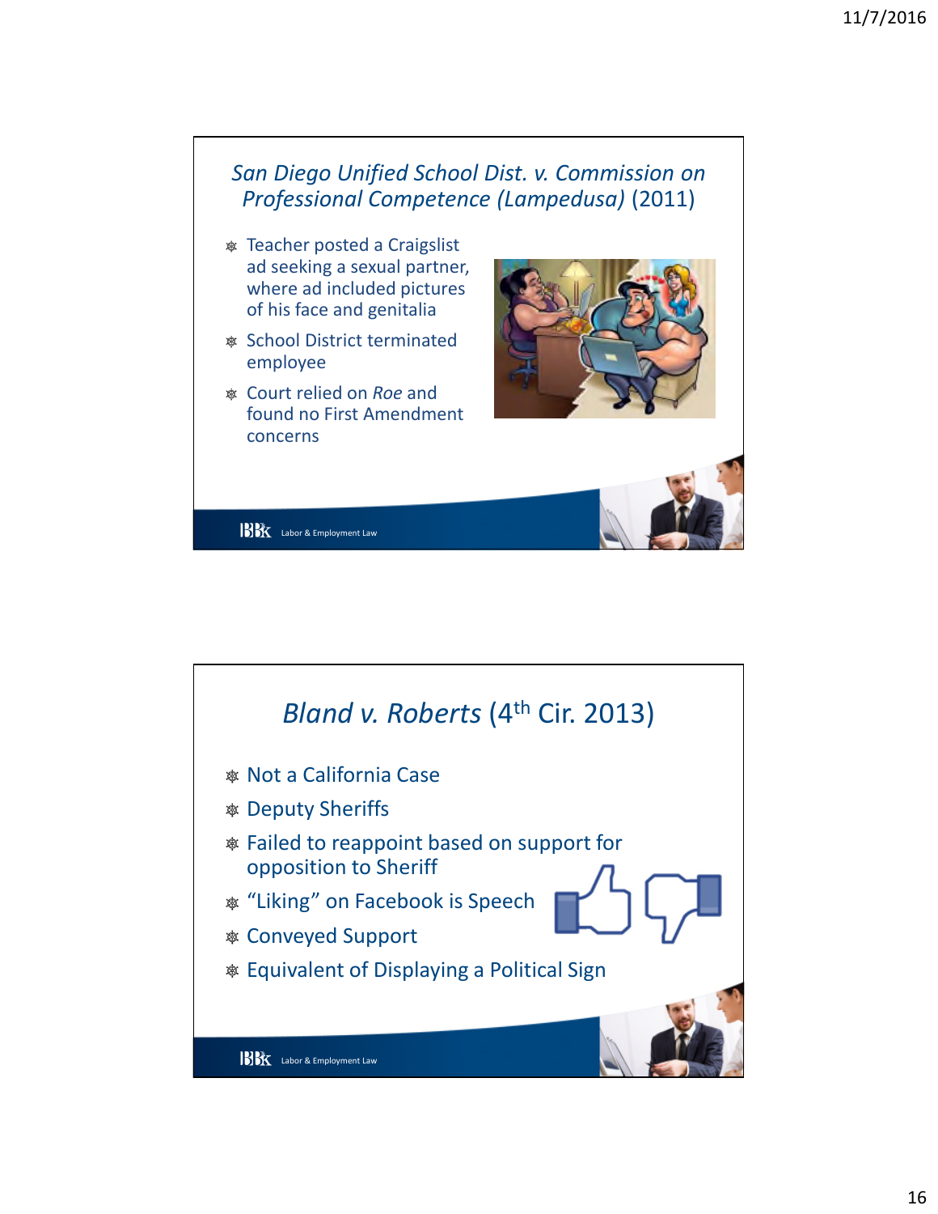## *San Diego Unified School Dist. v. Commission on Professional Competence (Lampedusa)* (2011)

- Teacher posted a Craigslist ad seeking a sexual partner, where ad included pictures of his face and genitalia
- School District terminated employee
- Court relied on *Roe* and found no First Amendment concerns

## *Bland v. Roberts* (4th Cir. 2013)

- Not a California Case
- Deputy Sheriffs
- Failed to reappoint based on support for opposition to Sheriff
- "Liking" on Facebook is Speech
- Conveyed Support
- Equivalent of Displaying a Political Sign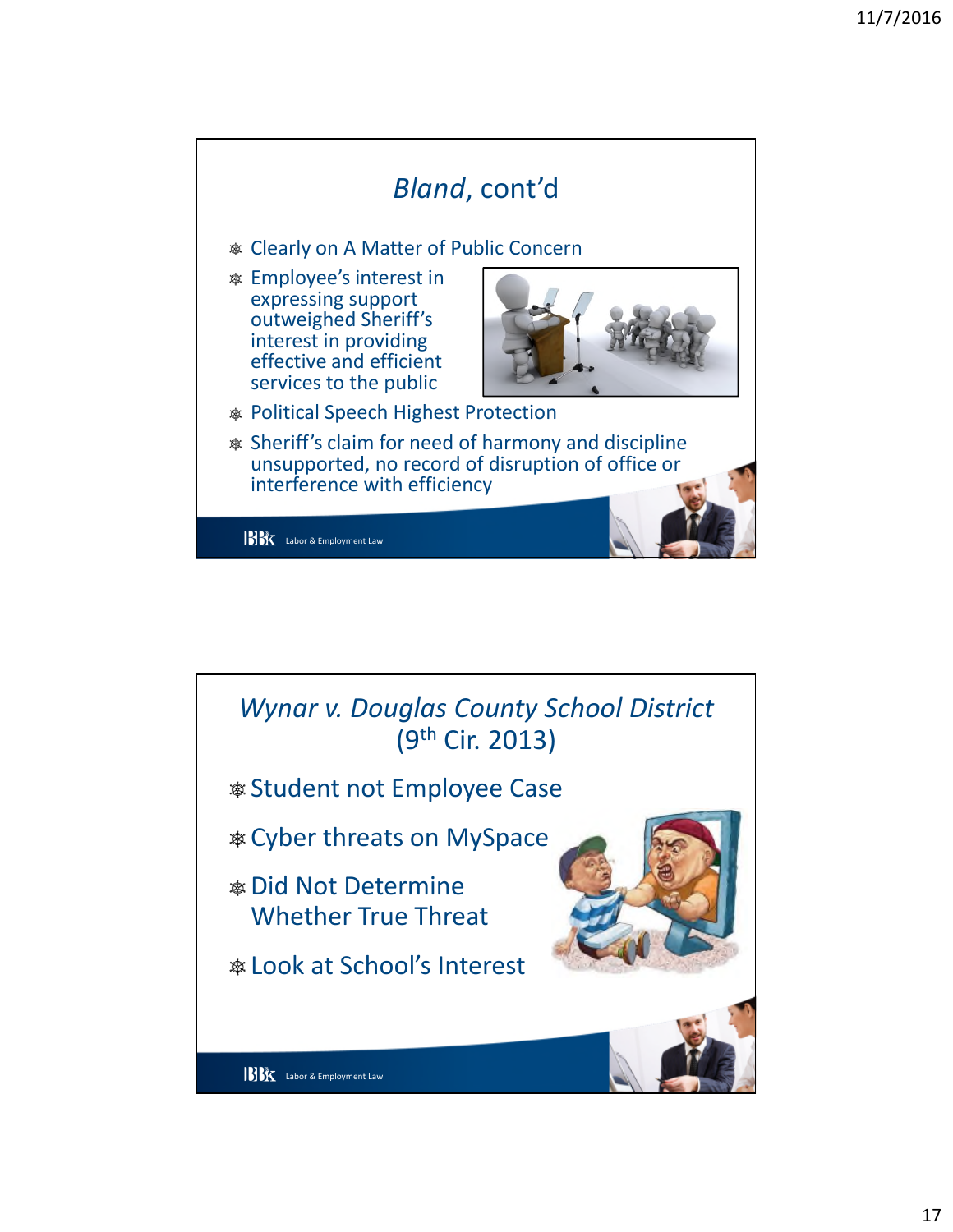## *Bland*, cont'd

- Clearly on A Matter of Public Concern
- Employee's interest in expressing support outweighed Sheriff's interest in providing effective and efficient services to the public
- Political Speech Highest Protection
- Sheriff's claim for need of harmony and discipline unsupported, no record of disruption of office or interference with efficiency

## *Wynar v. Douglas County School District* (9th Cir. 2013)

- Student not Employee Case
- Cyber threats on MySpace
- Did Not Determine Whether True Threat
- Look at School's Interest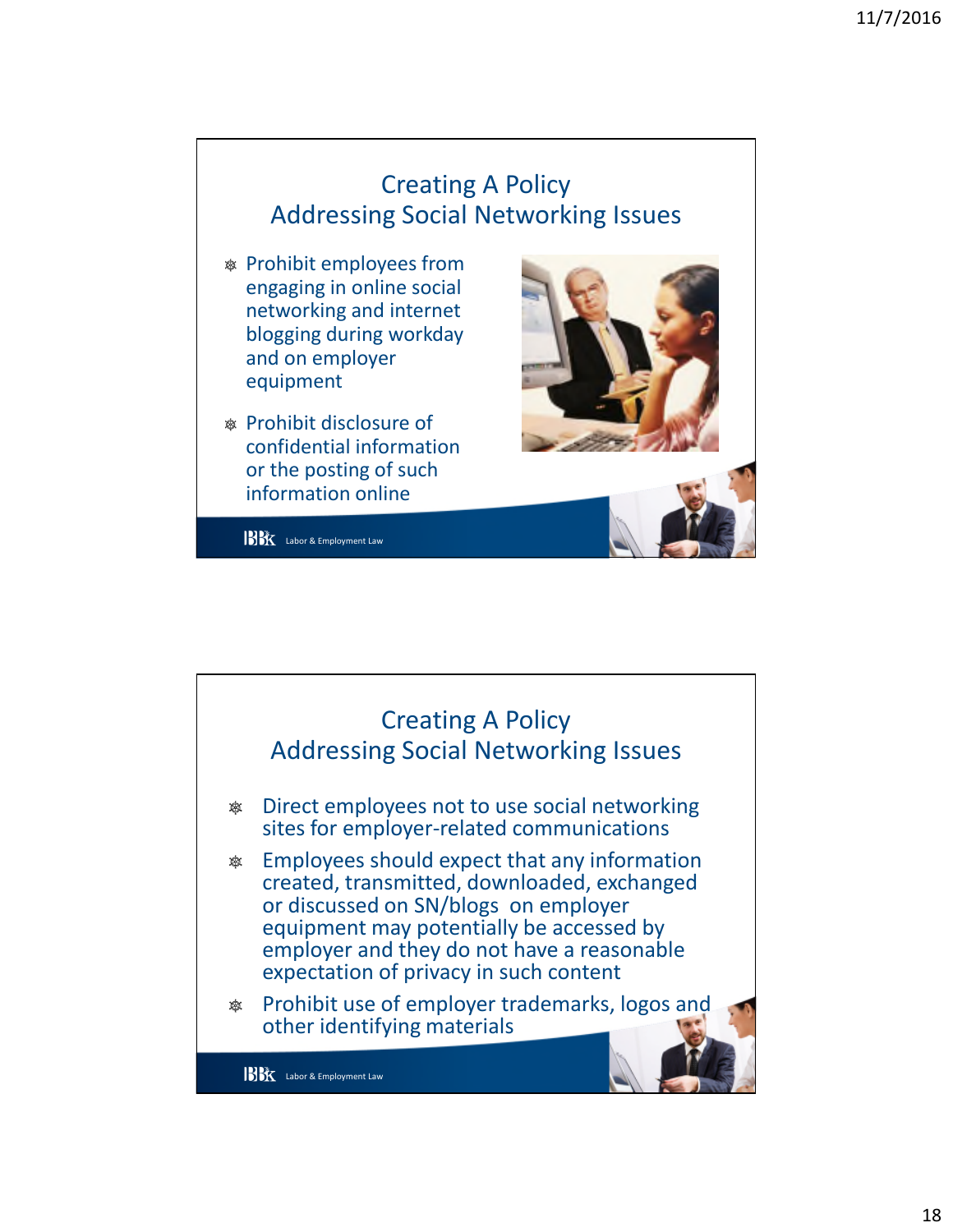## Creating A Policy Addressing Social Networking Issues

- Prohibit employees from engaging in online social networking and internet blogging during workday and on employer equipment
- Prohibit disclosure of confidential information or the posting of such information online

BBK Labor & Employment Law

## Creating A Policy Addressing Social Networking Issues

- Direct employees not to use social networking sites for employer-related communications
- Employees should expect that any information created, transmitted, downloaded, exchanged or discussed on SN/blogs on employer equipment may potentially be accessed by employer and they do not have a reasonable expectation of privacy in such content
- Prohibit use of employer trademarks, logos and other identifying materials

BBK Labor & Employment Law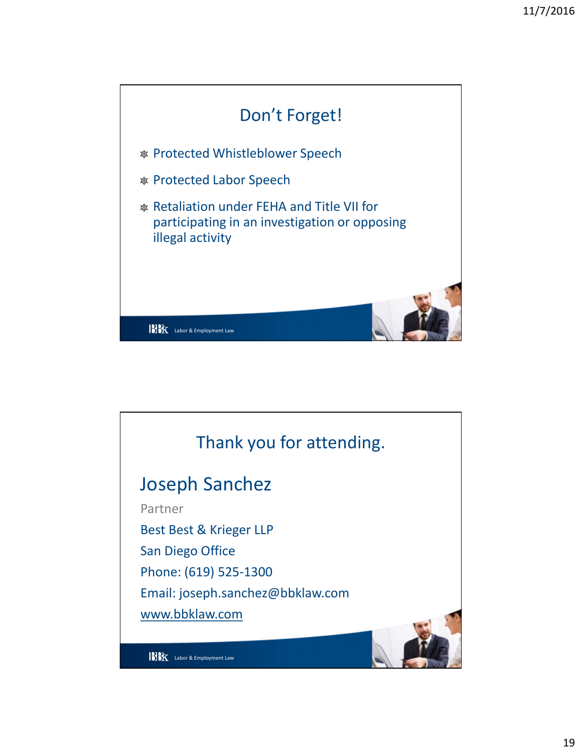## Don't Forget!

- Protected Whistleblower Speech
- Protected Labor Speech
- Retaliation under FEHA and Title VII for participating in an investigation or opposing illegal activity

BBK Labor & Employment Law

## Thank you for attending.

### Joseph Sanchez

Partner

Best Best & Krieger LLP

San Diego Office

Phone: (619) 525-1300

Email: joseph.sanchez@bbklaw.com

www.bbklaw.com

BBK Labor & Employment Law